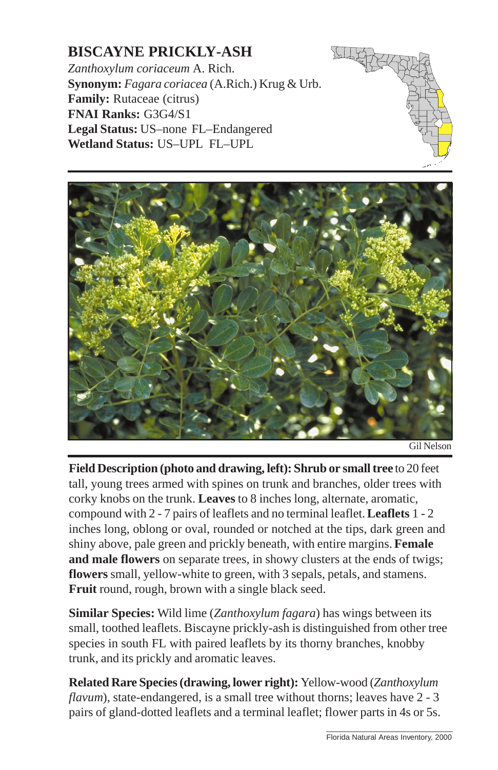# BISCAYNE PRICKLY-ASH

*Zanthoxylum coriaceum* A. Rich.
**Synonym:** *Fagara coriacea* (A.Rich.) Krug & Urb.
**Family:** Rutaceae (citrus)
**FNAI Ranks:** G3G4/S1
**Legal Status:** US–none FL–Endangered
**Wetland Status:** US–UPL FL–UPL

Gil Nelson

**Field Description (photo and drawing, left): Shrub or small tree** to 20 feet tall, young trees armed with spines on trunk and branches, older trees with corky knobs on the trunk. **Leaves** to 8 inches long, alternate, aromatic, compound with 2 - 7 pairs of leaflets and no terminal leaflet. **Leaflets** 1 - 2 inches long, oblong or oval, rounded or notched at the tips, dark green and shiny above, pale green and prickly beneath, with entire margins. **Female and male flowers** on separate trees, in showy clusters at the ends of twigs; **flowers** small, yellow-white to green, with 3 sepals, petals, and stamens. **Fruit** round, rough, brown with a single black seed.

**Similar Species:** Wild lime (*Zanthoxylum fagara*) has wings between its small, toothed leaflets. Biscayne prickly-ash is distinguished from other tree species in south FL with paired leaflets by its thorny branches, knobby trunk, and its prickly and aromatic leaves.

**Related Rare Species (drawing, lower right):** Yellow-wood (*Zanthoxylum flavum*), state-endangered, is a small tree without thorns; leaves have 2 - 3 pairs of gland-dotted leaflets and a terminal leaflet; flower parts in 4s or 5s.

Florida Natural Areas Inventory, 2000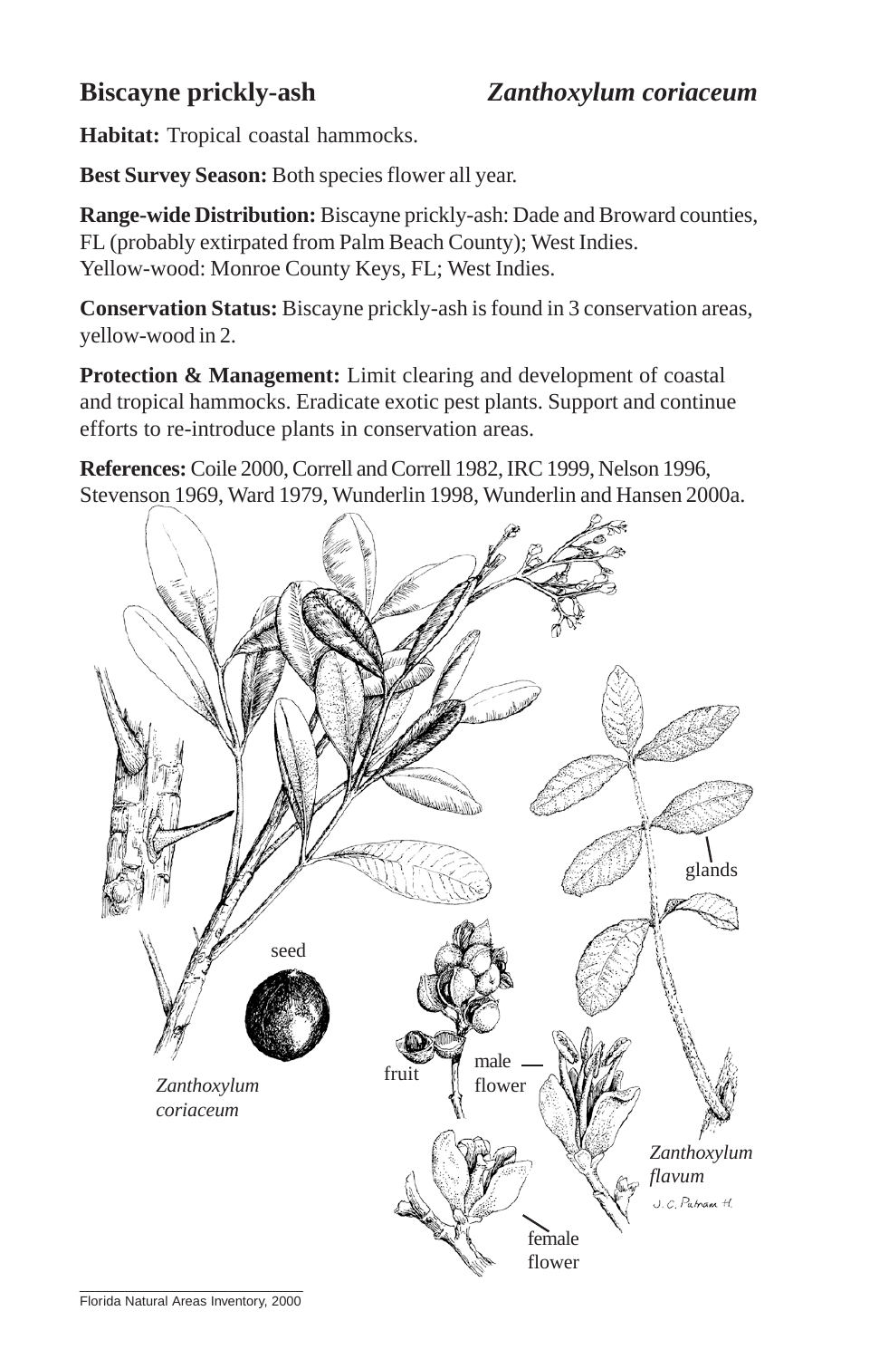# Biscayne prickly-ash *Zanthoxylum coriaceum*

**Habitat:** Tropical coastal hammocks.

**Best Survey Season:** Both species flower all year.

**Range-wide Distribution:** Biscayne prickly-ash: Dade and Broward counties, FL (probably extirpated from Palm Beach County); West Indies. Yellow-wood: Monroe County Keys, FL; West Indies.

**Conservation Status:** Biscayne prickly-ash is found in 3 conservation areas, yellow-wood in 2.

**Protection & Management:** Limit clearing and development of coastal and tropical hammocks. Eradicate exotic pest plants. Support and continue efforts to re-introduce plants in conservation areas.

**References:** Coile 2000, Correll and Correll 1982, IRC 1999, Nelson 1996, Stevenson 1969, Ward 1979, Wunderlin 1998, Wunderlin and Hansen 2000a.

glands

seed

*Zanthoxylum coriaceum*

fruit

male flower

female flower

*Zanthoxylum flavum*

J. C. Putnam H.

Florida Natural Areas Inventory, 2000